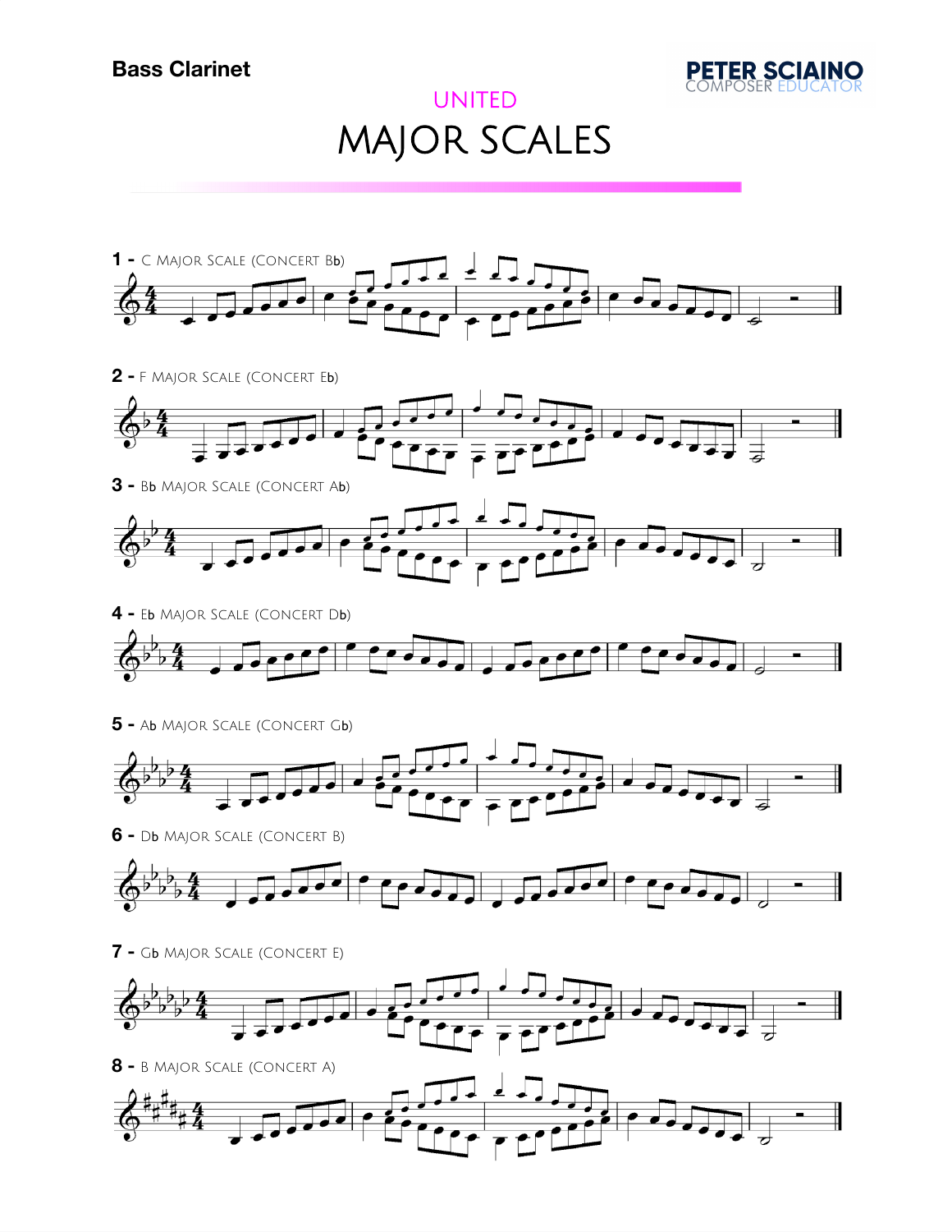**Bass Clarinet**

PETER SCIAINO
COMPOSER EDUCATOR

UNITED

# MAJOR SCALES

**1 -** C Major Scale (Concert Bb)

**2 -** F Major Scale (Concert Eb)

**3 -** Bb Major Scale (Concert Ab)

**4 -** Eb Major Scale (Concert Db)

**5 -** Ab Major Scale (Concert Gb)

**6 -** Db Major Scale (Concert B)

**7 -** Gb Major Scale (Concert E)

**8 -** B Major Scale (Concert A)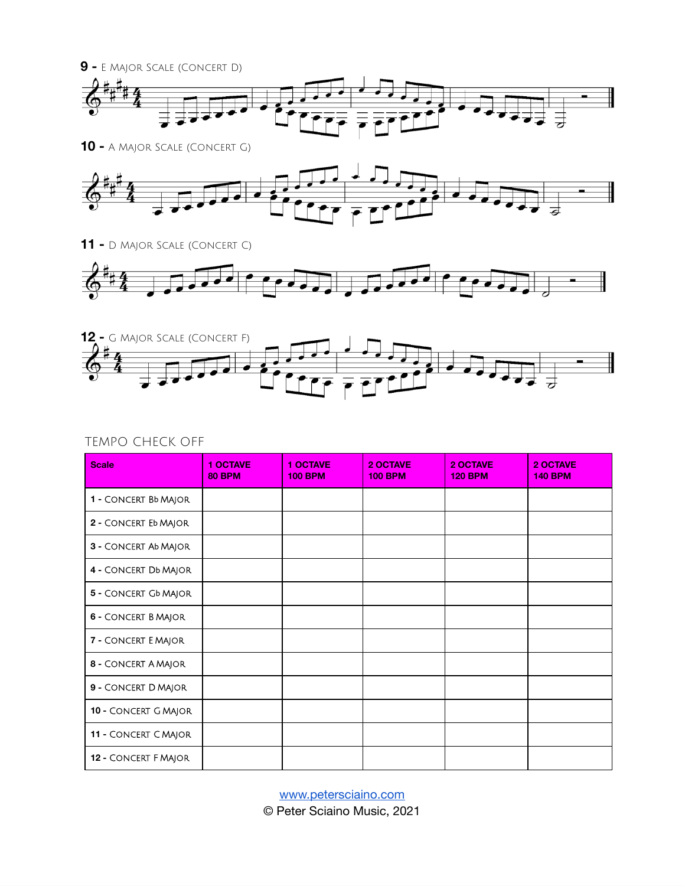**9 -** E Major Scale (Concert D)

**10 -** A Major Scale (Concert G)

**11 -** D Major Scale (Concert C)

**12 -** G Major Scale (Concert F)

## Tempo Check Off

| Scale | 1 OCTAVE 80 BPM | 1 OCTAVE 100 BPM | 2 OCTAVE 100 BPM | 2 OCTAVE 120 BPM | 2 OCTAVE 140 BPM |
|---|---|---|---|---|---|
| 1 - Concert Bb Major | | | | | |
| 2 - Concert Eb Major | | | | | |
| 3 - Concert Ab Major | | | | | |
| 4 - Concert Db Major | | | | | |
| 5 - Concert Gb Major | | | | | |
| 6 - Concert B Major | | | | | |
| 7 - Concert E Major | | | | | |
| 8 - Concert A Major | | | | | |
| 9 - Concert D Major | | | | | |
| 10 - Concert G Major | | | | | |
| 11 - Concert C Major | | | | | |
| 12 - Concert F Major | | | | | |

www.petersciaino.com

© Peter Sciaino Music, 2021